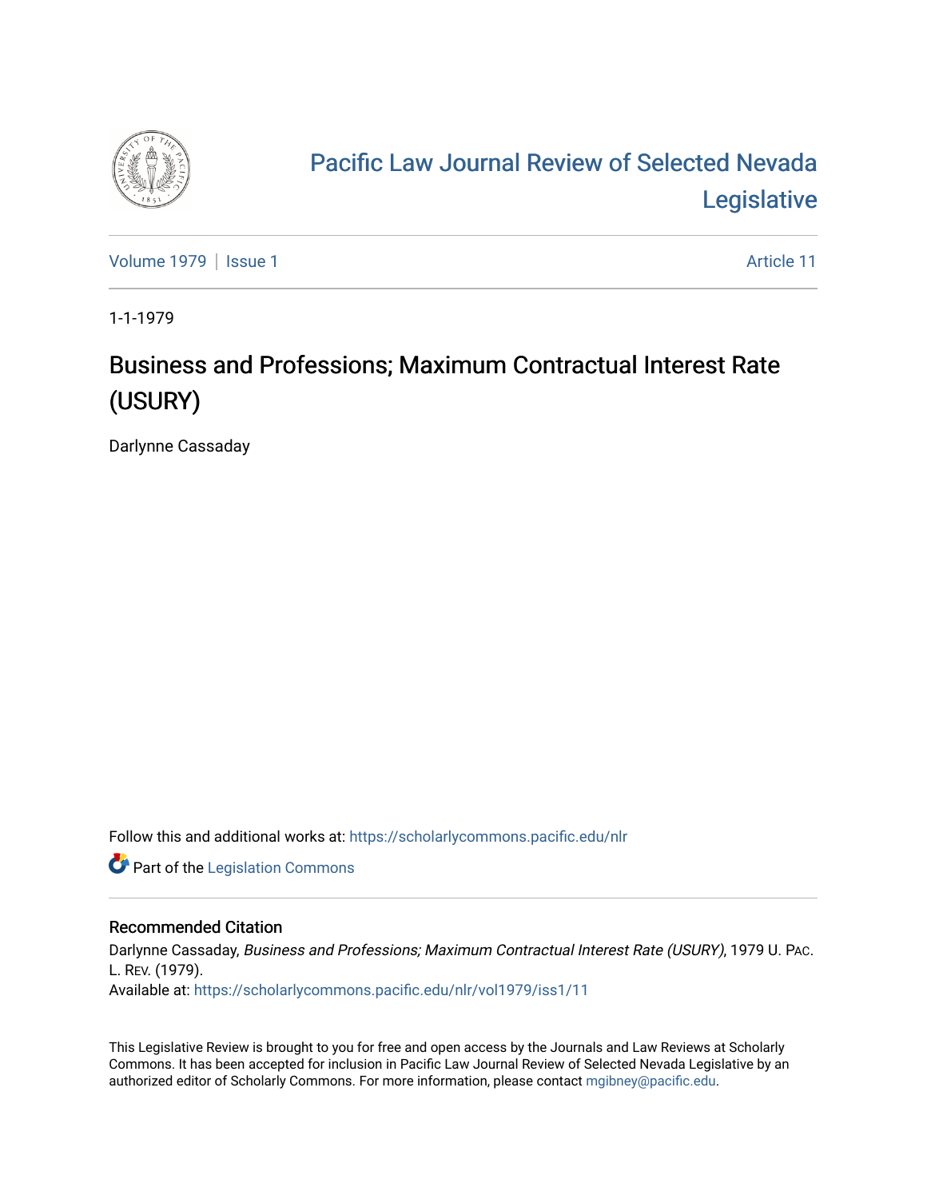# Pacific Law Journal Review of Selected Nevada Legislative

Volume 1979 | Issue 1 Article 11

1-1-1979

## Business and Professions; Maximum Contractual Interest Rate (USURY)

Darlynne Cassaday

Follow this and additional works at: https://scholarlycommons.pacific.edu/nlr

Part of the Legislation Commons

### Recommended Citation

Darlynne Cassaday, *Business and Professions; Maximum Contractual Interest Rate (USURY)*, 1979 U. PAC. L. REV. (1979).

Available at: https://scholarlycommons.pacific.edu/nlr/vol1979/iss1/11

This Legislative Review is brought to you for free and open access by the Journals and Law Reviews at Scholarly Commons. It has been accepted for inclusion in Pacific Law Journal Review of Selected Nevada Legislative by an authorized editor of Scholarly Commons. For more information, please contact mgibney@pacific.edu.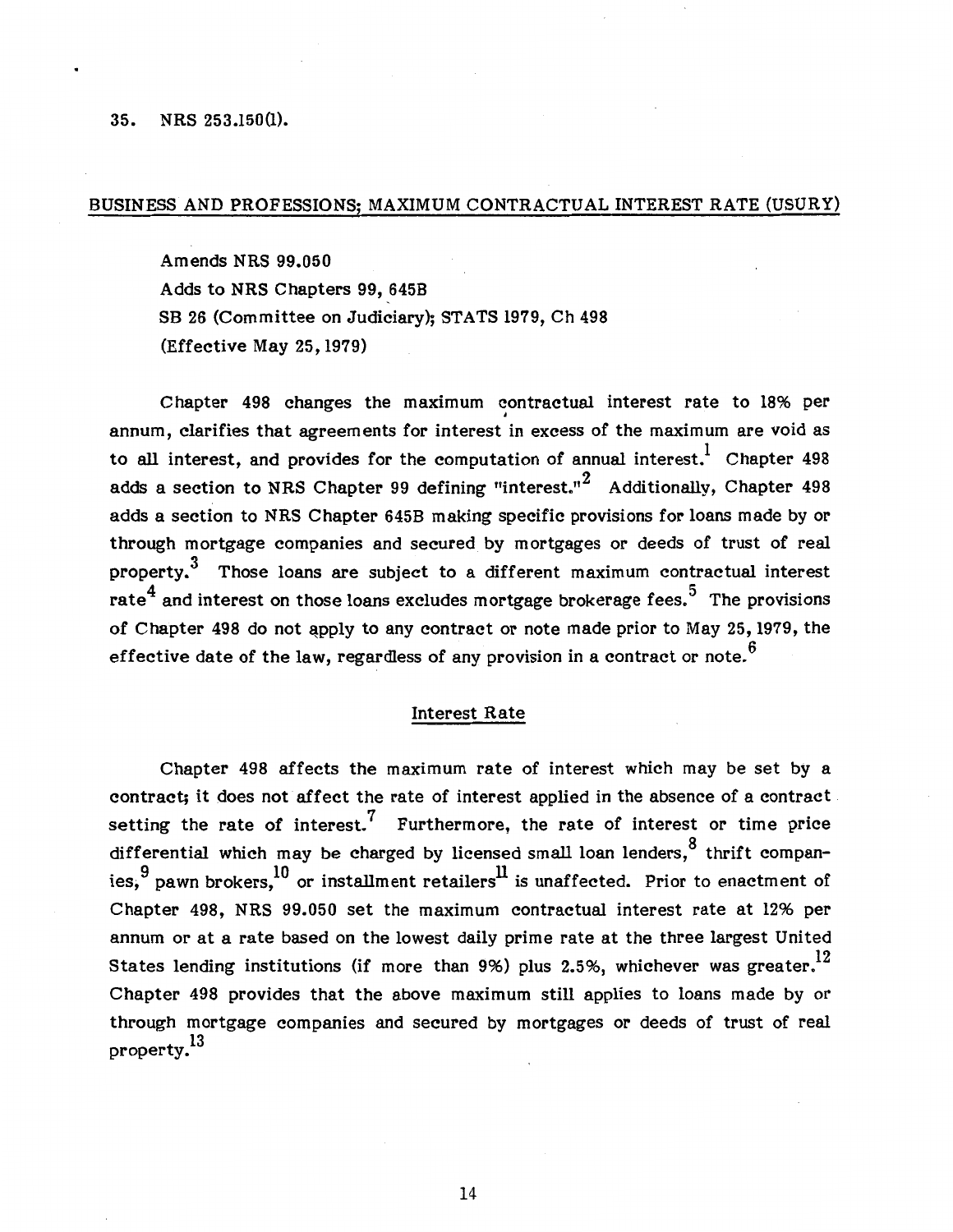35. NRS 253.150(1).

## BUSINESS AND PROFESSIONS; MAXIMUM CONTRACTUAL INTEREST RATE (USURY)

Amends NRS 99.050
Adds to NRS Chapters 99, 645B
SB 26 (Committee on Judiciary); STATS 1979, Ch 498
(Effective May 25, 1979)

Chapter 498 changes the maximum contractual interest rate to 18% per annum, clarifies that agreements for interest in excess of the maximum are void as to all interest, and provides for the computation of annual interest.[1] Chapter 498 adds a section to NRS Chapter 99 defining "interest."[2] Additionally, Chapter 498 adds a section to NRS Chapter 645B making specific provisions for loans made by or through mortgage companies and secured by mortgages or deeds of trust of real property.[3] Those loans are subject to a different maximum contractual interest rate[4] and interest on those loans excludes mortgage brokerage fees.[5] The provisions of Chapter 498 do not apply to any contract or note made prior to May 25, 1979, the effective date of the law, regardless of any provision in a contract or note.[6]

### Interest Rate

Chapter 498 affects the maximum rate of interest which may be set by a contract; it does not affect the rate of interest applied in the absence of a contract setting the rate of interest.[7] Furthermore, the rate of interest or time price differential which may be charged by licensed small loan lenders,[8] thrift companies,[9] pawn brokers,[10] or installment retailers[11] is unaffected. Prior to enactment of Chapter 498, NRS 99.050 set the maximum contractual interest rate at 12% per annum or at a rate based on the lowest daily prime rate at the three largest United States lending institutions (if more than 9%) plus 2.5%, whichever was greater.[12] Chapter 498 provides that the above maximum still applies to loans made by or through mortgage companies and secured by mortgages or deeds of trust of real property.[13]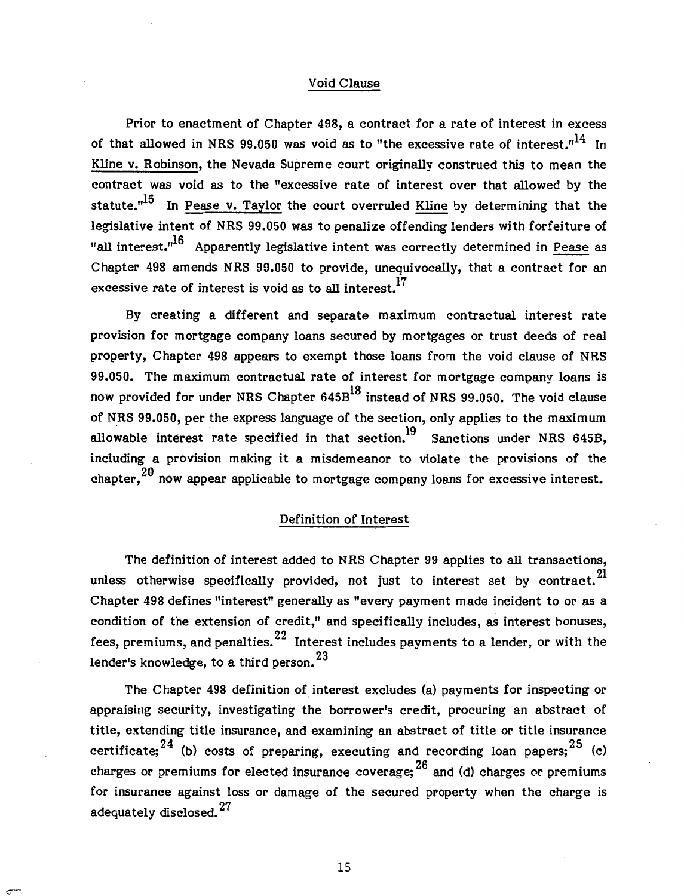## Void Clause

Prior to enactment of Chapter 498, a contract for a rate of interest in excess of that allowed in NRS 99.050 was void as to "the excessive rate of interest."[14] In Kline v. Robinson, the Nevada Supreme court originally construed this to mean the contract was void as to the "excessive rate of interest over that allowed by the statute."[15] In Pease v. Taylor the court overruled Kline by determining that the legislative intent of NRS 99.050 was to penalize offending lenders with forfeiture of "all interest."[16] Apparently legislative intent was correctly determined in Pease as Chapter 498 amends NRS 99.050 to provide, unequivocally, that a contract for an excessive rate of interest is void as to all interest.[17]

By creating a different and separate maximum contractual interest rate provision for mortgage company loans secured by mortgages or trust deeds of real property, Chapter 498 appears to exempt those loans from the void clause of NRS 99.050. The maximum contractual rate of interest for mortgage company loans is now provided for under NRS Chapter 645B[18] instead of NRS 99.050. The void clause of NRS 99.050, per the express language of the section, only applies to the maximum allowable interest rate specified in that section.[19] Sanctions under NRS 645B, including a provision making it a misdemeanor to violate the provisions of the chapter,[20] now appear applicable to mortgage company loans for excessive interest.

## Definition of Interest

The definition of interest added to NRS Chapter 99 applies to all transactions, unless otherwise specifically provided, not just to interest set by contract.[21] Chapter 498 defines "interest" generally as "every payment made incident to or as a condition of the extension of credit," and specifically includes, as interest bonuses, fees, premiums, and penalties.[22] Interest includes payments to a lender, or with the lender's knowledge, to a third person.[23]

The Chapter 498 definition of interest excludes (a) payments for inspecting or appraising security, investigating the borrower's credit, procuring an abstract of title, extending title insurance, and examining an abstract of title or title insurance certificate;[24] (b) costs of preparing, executing and recording loan papers;[25] (c) charges or premiums for elected insurance coverage;[26] and (d) charges or premiums for insurance against loss or damage of the secured property when the charge is adequately disclosed.[27]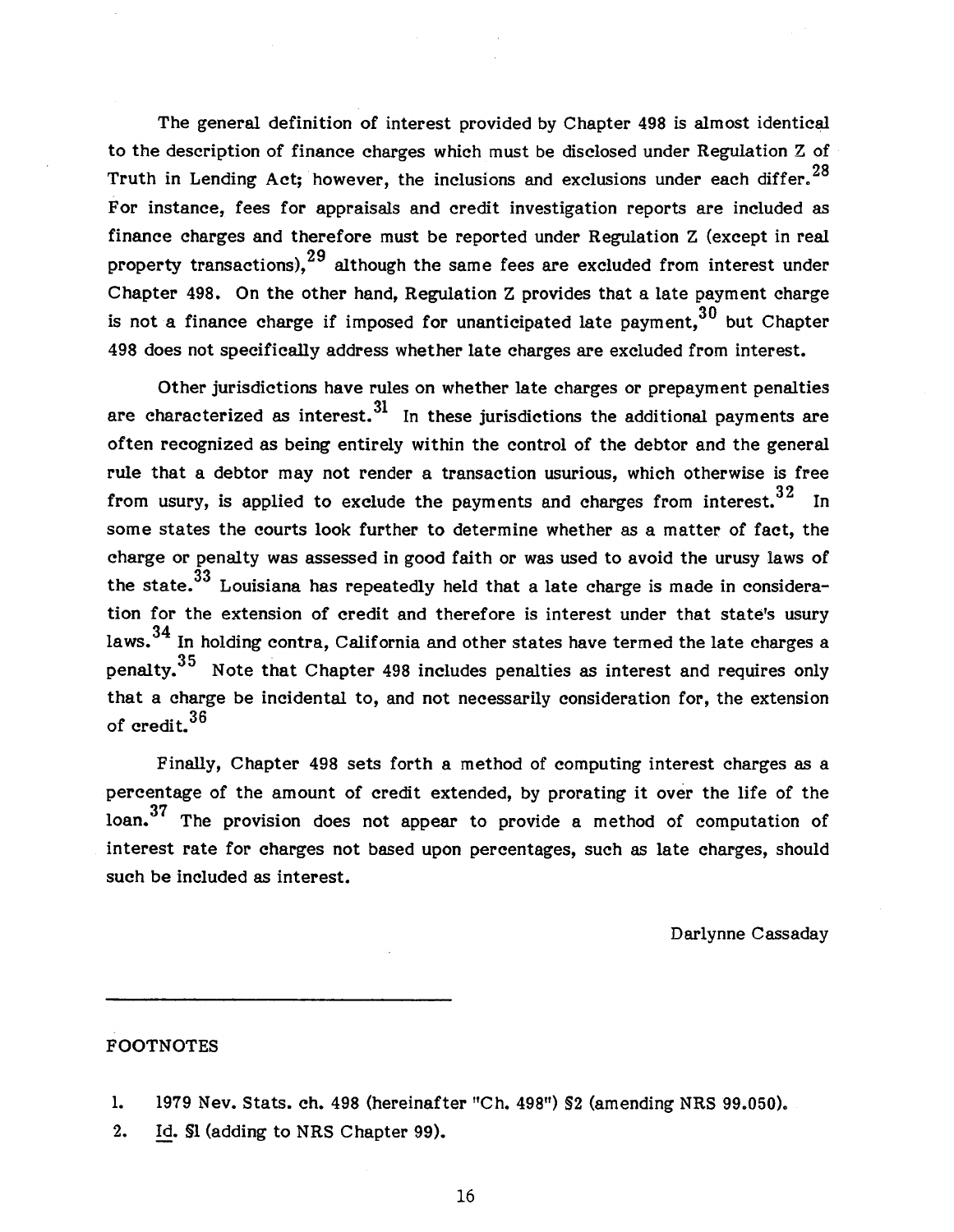The general definition of interest provided by Chapter 498 is almost identical to the description of finance charges which must be disclosed under Regulation Z of Truth in Lending Act; however, the inclusions and exclusions under each differ.[28] For instance, fees for appraisals and credit investigation reports are included as finance charges and therefore must be reported under Regulation Z (except in real property transactions),[29] although the same fees are excluded from interest under Chapter 498. On the other hand, Regulation Z provides that a late payment charge is not a finance charge if imposed for unanticipated late payment,[30] but Chapter 498 does not specifically address whether late charges are excluded from interest.

Other jurisdictions have rules on whether late charges or prepayment penalties are characterized as interest.[31] In these jurisdictions the additional payments are often recognized as being entirely within the control of the debtor and the general rule that a debtor may not render a transaction usurious, which otherwise is free from usury, is applied to exclude the payments and charges from interest.[32] In some states the courts look further to determine whether as a matter of fact, the charge or penalty was assessed in good faith or was used to avoid the urusy laws of the state.[33] Louisiana has repeatedly held that a late charge is made in consideration for the extension of credit and therefore is interest under that state's usury laws.[34] In holding contra, California and other states have termed the late charges a penalty.[35] Note that Chapter 498 includes penalties as interest and requires only that a charge be incidental to, and not necessarily consideration for, the extension of credit.[36]

Finally, Chapter 498 sets forth a method of computing interest charges as a percentage of the amount of credit extended, by prorating it over the life of the loan.[37] The provision does not appear to provide a method of computation of interest rate for charges not based upon percentages, such as late charges, should such be included as interest.

Darlynne Cassaday

---

FOOTNOTES

1. 1979 Nev. Stats. ch. 498 (hereinafter "Ch. 498") §2 (amending NRS 99.050).
2. Id. §1 (adding to NRS Chapter 99).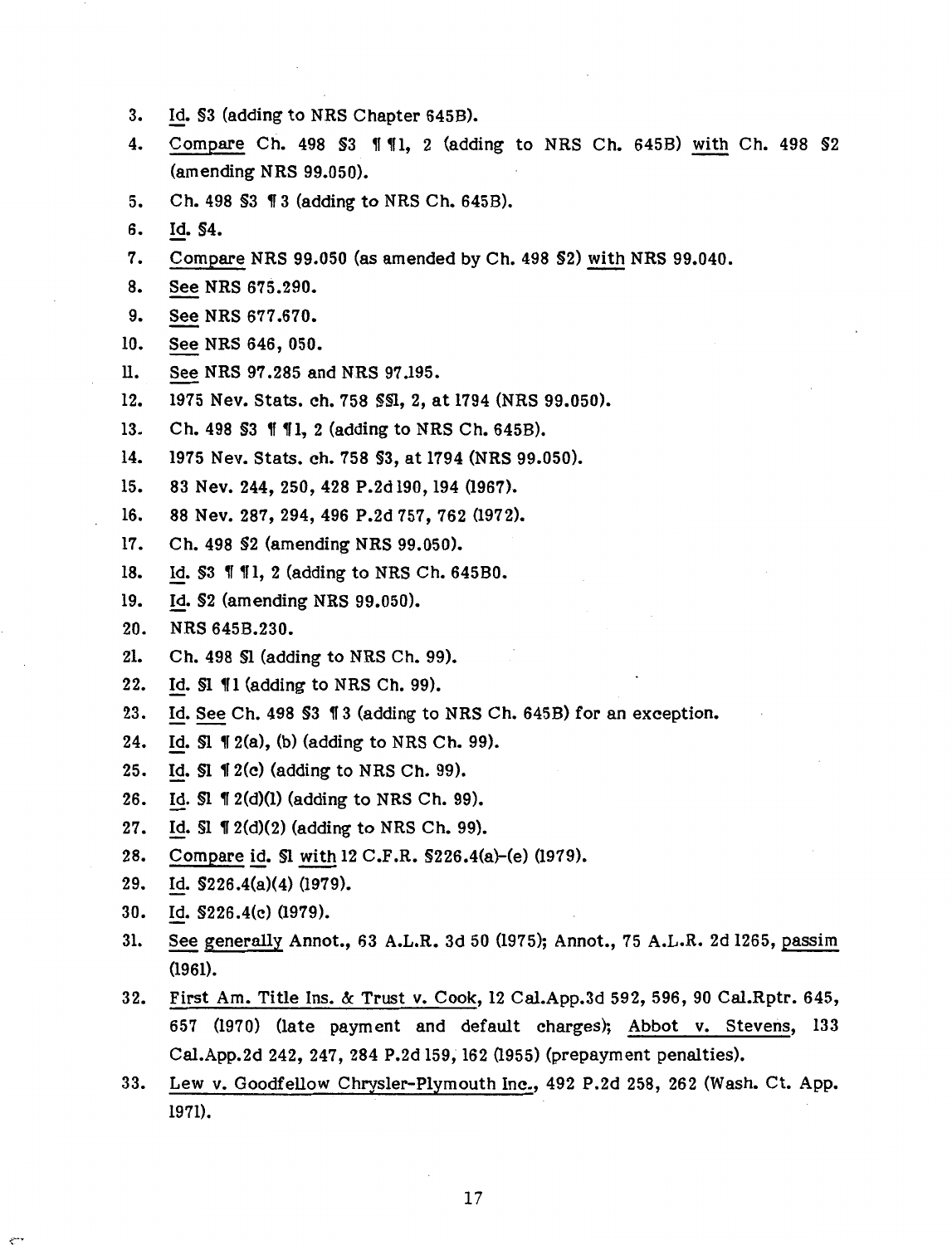3. Id. §3 (adding to NRS Chapter 645B).
4. Compare Ch. 498 §3 ¶ ¶1, 2 (adding to NRS Ch. 645B) with Ch. 498 §2 (amending NRS 99.050).
5. Ch. 498 §3 ¶ 3 (adding to NRS Ch. 645B).
6. Id. §4.
7. Compare NRS 99.050 (as amended by Ch. 498 §2) with NRS 99.040.
8. See NRS 675.290.
9. See NRS 677.670.
10. See NRS 646, 050.
11. See NRS 97.285 and NRS 97.195.
12. 1975 Nev. Stats. ch. 758 §§1, 2, at 1794 (NRS 99.050).
13. Ch. 498 §3 ¶ ¶1, 2 (adding to NRS Ch. 645B).
14. 1975 Nev. Stats. ch. 758 §3, at 1794 (NRS 99.050).
15. 83 Nev. 244, 250, 428 P.2d 190, 194 (1967).
16. 88 Nev. 287, 294, 496 P.2d 757, 762 (1972).
17. Ch. 498 §2 (amending NRS 99.050).
18. Id. §3 ¶ ¶1, 2 (adding to NRS Ch. 645B0.
19. Id. §2 (amending NRS 99.050).
20. NRS 645B.230.
21. Ch. 498 §1 (adding to NRS Ch. 99).
22. Id. §1 ¶1 (adding to NRS Ch. 99).
23. Id. See Ch. 498 §3 ¶ 3 (adding to NRS Ch. 645B) for an exception.
24. Id. §1 ¶ 2(a), (b) (adding to NRS Ch. 99).
25. Id. §1 ¶ 2(c) (adding to NRS Ch. 99).
26. Id. §1 ¶ 2(d)(1) (adding to NRS Ch. 99).
27. Id. §1 ¶ 2(d)(2) (adding to NRS Ch. 99).
28. Compare id. §1 with 12 C.F.R. §226.4(a)-(e) (1979).
29. Id. §226.4(a)(4) (1979).
30. Id. §226.4(c) (1979).
31. See generally Annot., 63 A.L.R. 3d 50 (1975); Annot., 75 A.L.R. 2d 1265, passim (1961).
32. First Am. Title Ins. & Trust v. Cook, 12 Cal.App.3d 592, 596, 90 Cal.Rptr. 645, 657 (1970) (late payment and default charges); Abbot v. Stevens, 133 Cal.App.2d 242, 247, 284 P.2d 159, 162 (1955) (prepayment penalties).
33. Lew v. Goodfellow Chrysler-Plymouth Inc., 492 P.2d 258, 262 (Wash. Ct. App. 1971).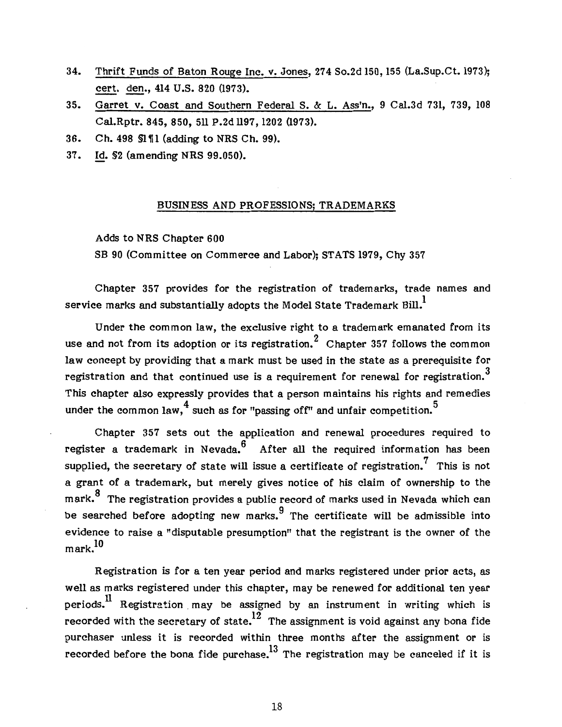34. Thrift Funds of Baton Rouge Inc. v. Jones, 274 So.2d 150, 155 (La.Sup.Ct. 1973); cert. den., 414 U.S. 820 (1973).
35. Garret v. Coast and Southern Federal S. & L. Ass'n., 9 Cal.3d 731, 739, 108 Cal.Rptr. 845, 850, 511 P.2d 1197, 1202 (1973).
36. Ch. 498 §1¶1 (adding to NRS Ch. 99).
37. Id. §2 (amending NRS 99.050).

## BUSINESS AND PROFESSIONS; TRADEMARKS

Adds to NRS Chapter 600

SB 90 (Committee on Commerce and Labor); STATS 1979, Chy 357

Chapter 357 provides for the registration of trademarks, trade names and service marks and substantially adopts the Model State Trademark Bill.[1]

Under the common law, the exclusive right to a trademark emanated from its use and not from its adoption or its registration.[2] Chapter 357 follows the common law concept by providing that a mark must be used in the state as a prerequisite for registration and that continued use is a requirement for renewal for registration.[3] This chapter also expressly provides that a person maintains his rights and remedies under the common law,[4] such as for "passing off" and unfair competition.[5]

Chapter 357 sets out the application and renewal procedures required to register a trademark in Nevada.[6] After all the required information has been supplied, the secretary of state will issue a certificate of registration.[7] This is not a grant of a trademark, but merely gives notice of his claim of ownership to the mark.[8] The registration provides a public record of marks used in Nevada which can be searched before adopting new marks.[9] The certificate will be admissible into evidence to raise a "disputable presumption" that the registrant is the owner of the mark.[10]

Registration is for a ten year period and marks registered under prior acts, as well as marks registered under this chapter, may be renewed for additional ten year periods.[11] Registration may be assigned by an instrument in writing which is recorded with the secretary of state.[12] The assignment is void against any bona fide purchaser unless it is recorded within three months after the assignment or is recorded before the bona fide purchase.[13] The registration may be canceled if it is